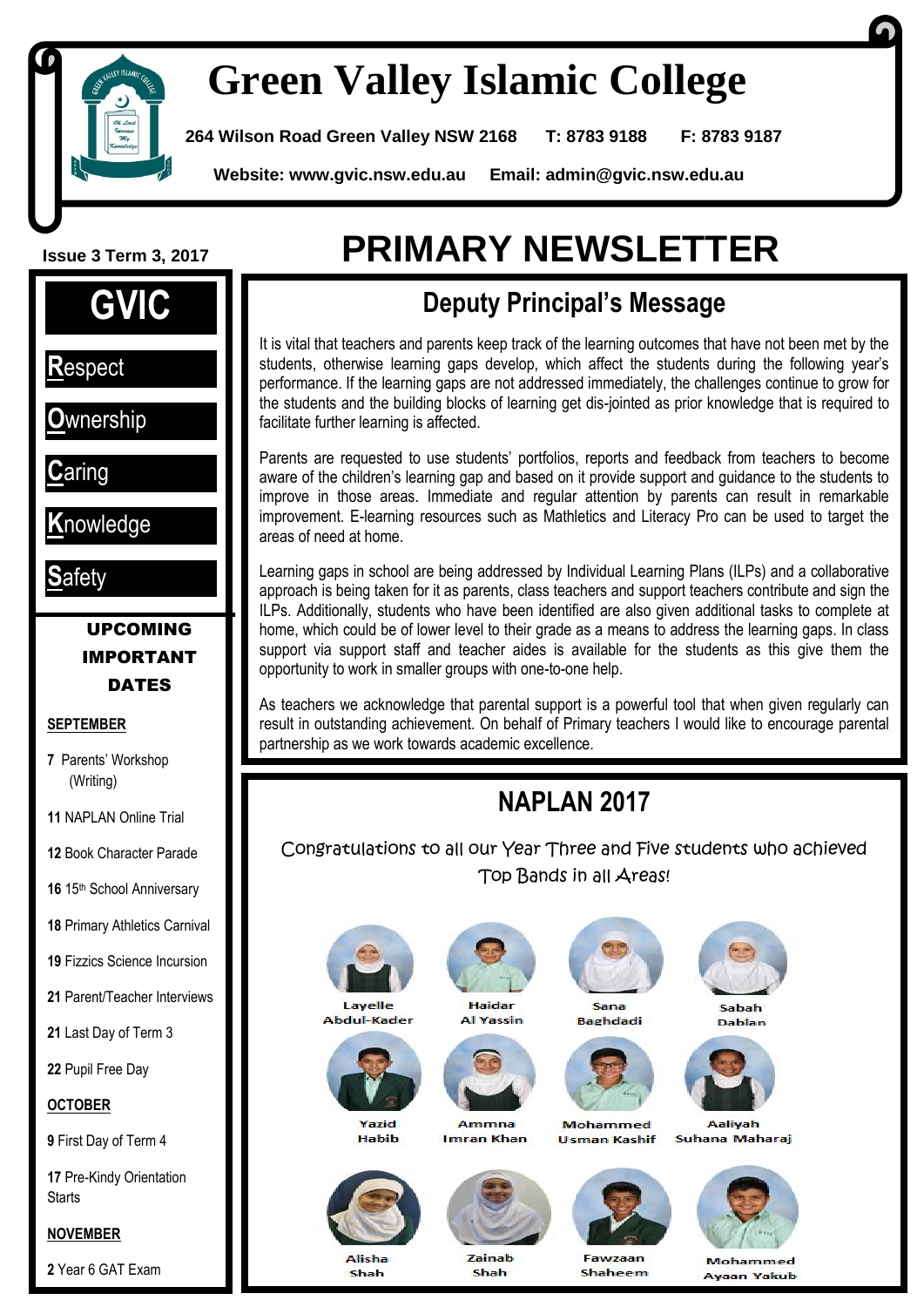# Green Valley Islamic College

**264 Wilson Road Green Valley NSW 2168   T: 8783 9188   F: 8783 9187**

**Website: www.gvic.nsw.edu.au   Email: admin@gvic.nsw.edu.au**

**Issue 3 Term 3, 2017**

# PRIMARY NEWSLETTER

## GVIC

- **R**espect
- **O**wnership
- **C**aring
- **K**nowledge
- **S**afety

### UPCOMING IMPORTANT DATES

**SEPTEMBER**

**7** Parents' Workshop (Writing)

**11** NAPLAN Online Trial

**12** Book Character Parade

**16** 15th School Anniversary

**18** Primary Athletics Carnival

**19** Fizzics Science Incursion

**21** Parent/Teacher Interviews

**21** Last Day of Term 3

**22** Pupil Free Day

**OCTOBER**

**9** First Day of Term 4

**17** Pre-Kindy Orientation Starts

**NOVEMBER**

**2** Year 6 GAT Exam

## Deputy Principal's Message

It is vital that teachers and parents keep track of the learning outcomes that have not been met by the students, otherwise learning gaps develop, which affect the students during the following year's performance. If the learning gaps are not addressed immediately, the challenges continue to grow for the students and the building blocks of learning get dis-jointed as prior knowledge that is required to facilitate further learning is affected.

Parents are requested to use students' portfolios, reports and feedback from teachers to become aware of the children's learning gap and based on it provide support and guidance to the students to improve in those areas. Immediate and regular attention by parents can result in remarkable improvement. E-learning resources such as Mathletics and Literacy Pro can be used to target the areas of need at home.

Learning gaps in school are being addressed by Individual Learning Plans (ILPs) and a collaborative approach is being taken for it as parents, class teachers and support teachers contribute and sign the ILPs. Additionally, students who have been identified are also given additional tasks to complete at home, which could be of lower level to their grade as a means to address the learning gaps. In class support via support staff and teacher aides is available for the students as this give them the opportunity to work in smaller groups with one-to-one help.

As teachers we acknowledge that parental support is a powerful tool that when given regularly can result in outstanding achievement. On behalf of Primary teachers I would like to encourage parental partnership as we work towards academic excellence.

## NAPLAN 2017

Congratulations to all our Year Three and Five students who achieved Top Bands in all Areas!

Layelle Abdul-Kader · Haidar Al Yassin · Sana Baghdadi · Sabah Dablan

Yazid Habib · Ammna Imran Khan · Mohammed Usman Kashif · Aaliyah Suhana Maharaj

Alisha Shah · Zainab Shah · Fawzaan Shaheem · Mohammed Ayaan Yakub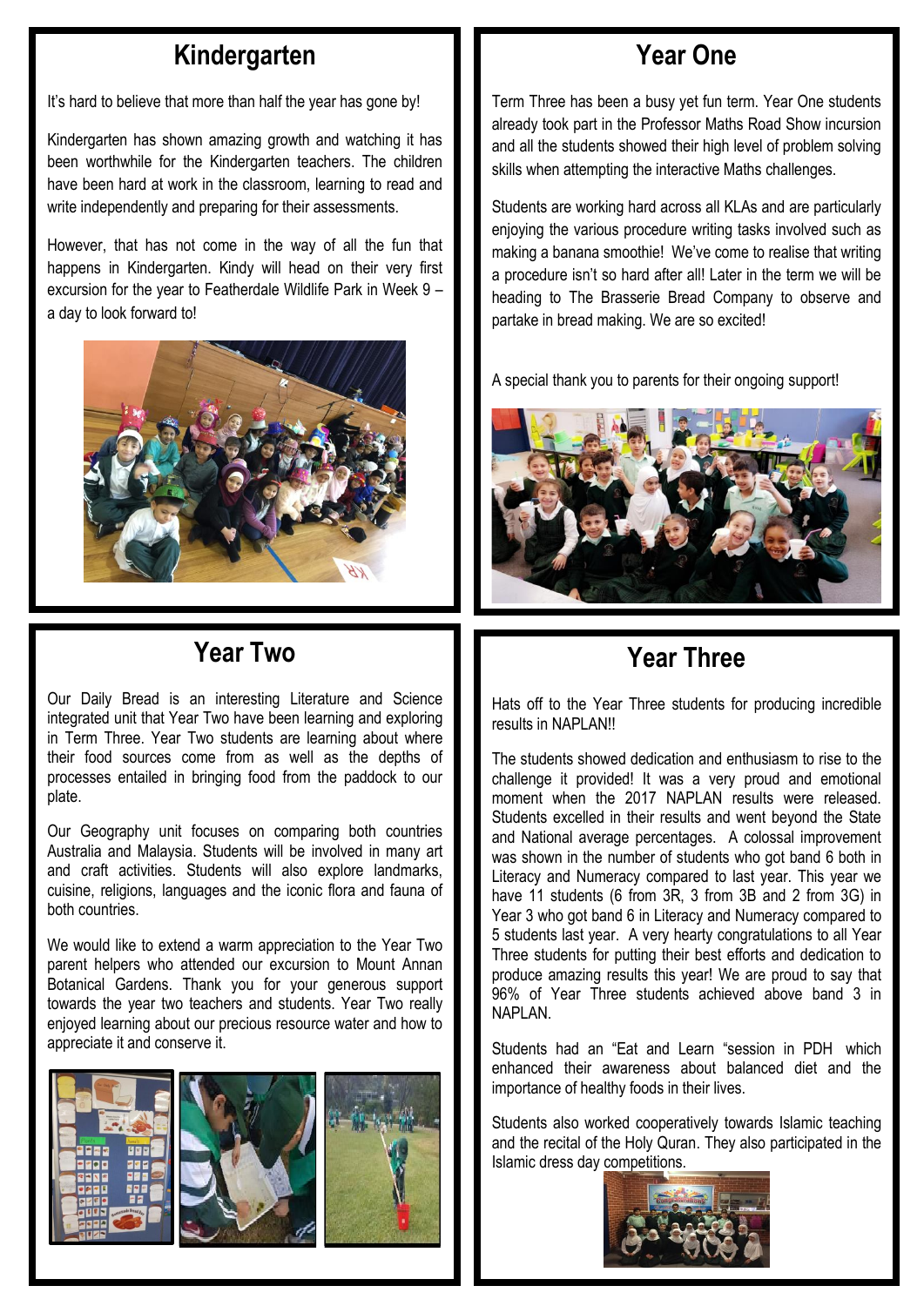## Kindergarten

It's hard to believe that more than half the year has gone by!

Kindergarten has shown amazing growth and watching it has been worthwhile for the Kindergarten teachers. The children have been hard at work in the classroom, learning to read and write independently and preparing for their assessments.

However, that has not come in the way of all the fun that happens in Kindergarten. Kindy will head on their very first excursion for the year to Featherdale Wildlife Park in Week 9 – a day to look forward to!

## Year One

Term Three has been a busy yet fun term. Year One students already took part in the Professor Maths Road Show incursion and all the students showed their high level of problem solving skills when attempting the interactive Maths challenges.

Students are working hard across all KLAs and are particularly enjoying the various procedure writing tasks involved such as making a banana smoothie! We've come to realise that writing a procedure isn't so hard after all! Later in the term we will be heading to The Brasserie Bread Company to observe and partake in bread making. We are so excited!

A special thank you to parents for their ongoing support!

## Year Two

Our Daily Bread is an interesting Literature and Science integrated unit that Year Two have been learning and exploring in Term Three. Year Two students are learning about where their food sources come from as well as the depths of processes entailed in bringing food from the paddock to our plate.

Our Geography unit focuses on comparing both countries Australia and Malaysia. Students will be involved in many art and craft activities. Students will also explore landmarks, cuisine, religions, languages and the iconic flora and fauna of both countries.

We would like to extend a warm appreciation to the Year Two parent helpers who attended our excursion to Mount Annan Botanical Gardens. Thank you for your generous support towards the year two teachers and students. Year Two really enjoyed learning about our precious resource water and how to appreciate it and conserve it.

## Year Three

Hats off to the Year Three students for producing incredible results in NAPLAN!!

The students showed dedication and enthusiasm to rise to the challenge it provided! It was a very proud and emotional moment when the 2017 NAPLAN results were released. Students excelled in their results and went beyond the State and National average percentages. A colossal improvement was shown in the number of students who got band 6 both in Literacy and Numeracy compared to last year. This year we have 11 students (6 from 3R, 3 from 3B and 2 from 3G) in Year 3 who got band 6 in Literacy and Numeracy compared to 5 students last year. A very hearty congratulations to all Year Three students for putting their best efforts and dedication to produce amazing results this year! We are proud to say that 96% of Year Three students achieved above band 3 in NAPLAN.

Students had an "Eat and Learn "session in PDH which enhanced their awareness about balanced diet and the importance of healthy foods in their lives.

Students also worked cooperatively towards Islamic teaching and the recital of the Holy Quran. They also participated in the Islamic dress day competitions.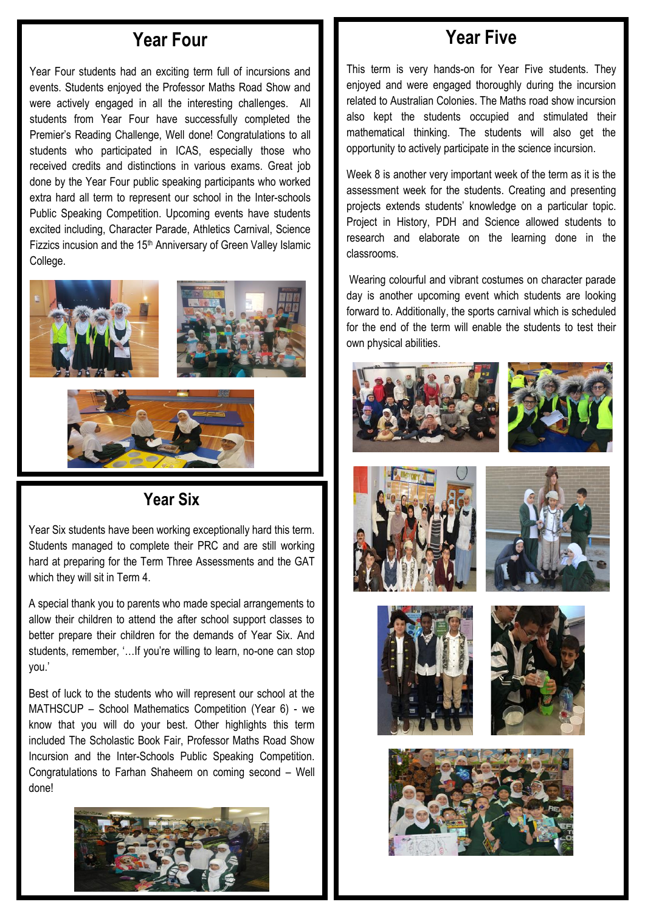## Year Four

Year Four students had an exciting term full of incursions and events. Students enjoyed the Professor Maths Road Show and were actively engaged in all the interesting challenges. All students from Year Four have successfully completed the Premier's Reading Challenge, Well done! Congratulations to all students who participated in ICAS, especially those who received credits and distinctions in various exams. Great job done by the Year Four public speaking participants who worked extra hard all term to represent our school in the Inter-schools Public Speaking Competition. Upcoming events have students excited including, Character Parade, Athletics Carnival, Science Fizzics incusion and the 15th Anniversary of Green Valley Islamic College.

## Year Six

Year Six students have been working exceptionally hard this term. Students managed to complete their PRC and are still working hard at preparing for the Term Three Assessments and the GAT which they will sit in Term 4.

A special thank you to parents who made special arrangements to allow their children to attend the after school support classes to better prepare their children for the demands of Year Six. And students, remember, '…If you're willing to learn, no-one can stop you.'

Best of luck to the students who will represent our school at the MATHSCUP – School Mathematics Competition (Year 6) - we know that you will do your best. Other highlights this term included The Scholastic Book Fair, Professor Maths Road Show Incursion and the Inter-Schools Public Speaking Competition. Congratulations to Farhan Shaheem on coming second – Well done!

## Year Five

This term is very hands-on for Year Five students. They enjoyed and were engaged thoroughly during the incursion related to Australian Colonies. The Maths road show incursion also kept the students occupied and stimulated their mathematical thinking. The students will also get the opportunity to actively participate in the science incursion.

Week 8 is another very important week of the term as it is the assessment week for the students. Creating and presenting projects extends students' knowledge on a particular topic. Project in History, PDH and Science allowed students to research and elaborate on the learning done in the classrooms.

Wearing colourful and vibrant costumes on character parade day is another upcoming event which students are looking forward to. Additionally, the sports carnival which is scheduled for the end of the term will enable the students to test their own physical abilities.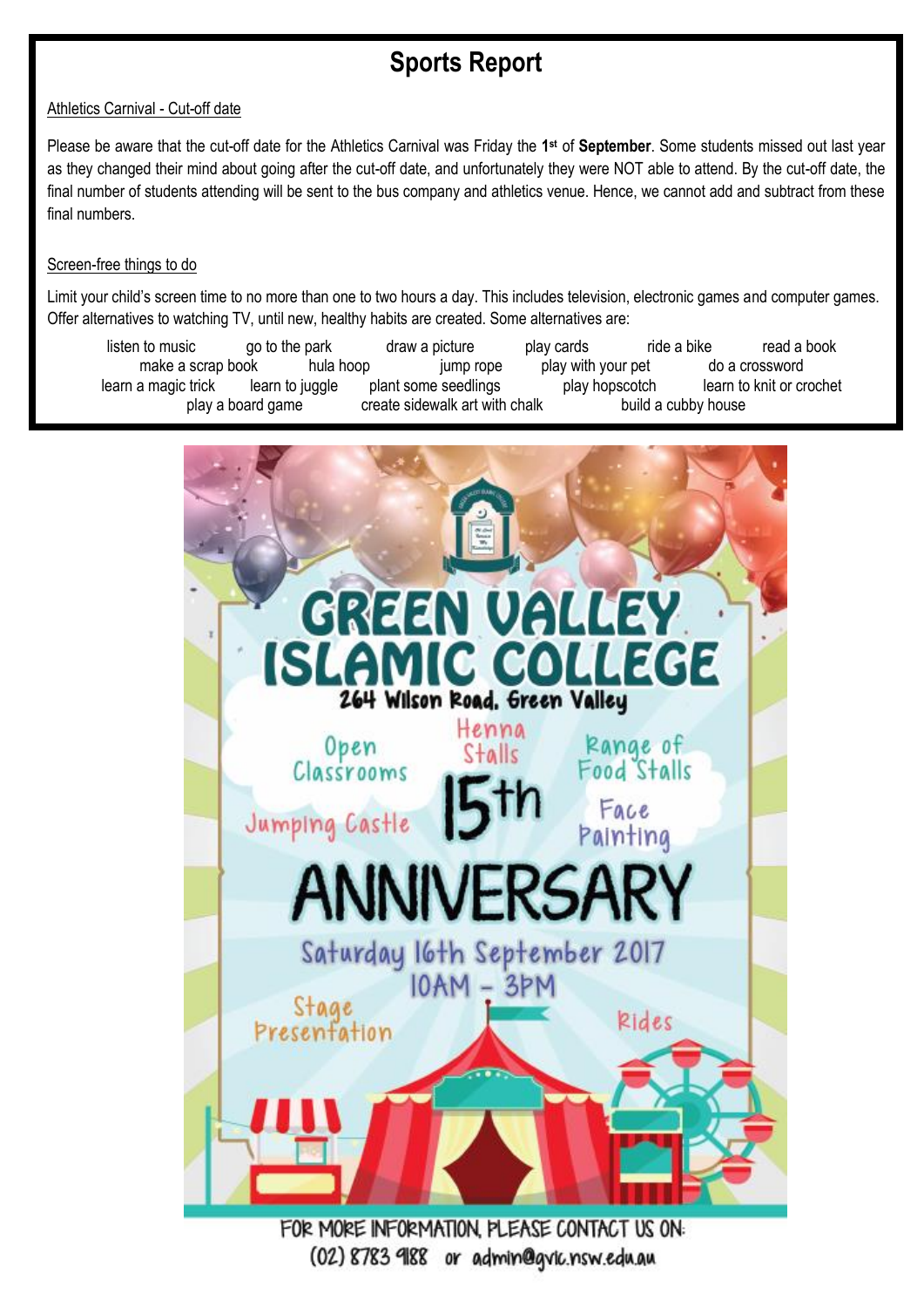# Sports Report

Athletics Carnival - Cut-off date

Please be aware that the cut-off date for the Athletics Carnival was Friday the 1st of **September**. Some students missed out last year as they changed their mind about going after the cut-off date, and unfortunately they were NOT able to attend. By the cut-off date, the final number of students attending will be sent to the bus company and athletics venue. Hence, we cannot add and subtract from these final numbers.

Screen-free things to do

Limit your child's screen time to no more than one to two hours a day. This includes television, electronic games and computer games. Offer alternatives to watching TV, until new, healthy habits are created. Some alternatives are:

listen to music | go to the park | draw a picture | play cards | ride a bike | read a book
make a scrap book | hula hoop | jump rope | play with your pet | do a crossword
learn a magic trick | learn to juggle | plant some seedlings | play hopscotch | learn to knit or crochet
play a board game | create sidewalk art with chalk | build a cubby house

GREEN VALLEY ISLAMIC COLLEGE

264 Wilson Road, Green Valley

Open Classrooms

Henna Stalls

Range of Food Stalls

Jumping Castle

Face Painting

15th ANNIVERSARY

Saturday 16th September 2017

10AM – 3PM

Stage Presentation

Rides

FOR MORE INFORMATION, PLEASE CONTACT US ON:
(02) 8783 9188 or admin@gvic.nsw.edu.au